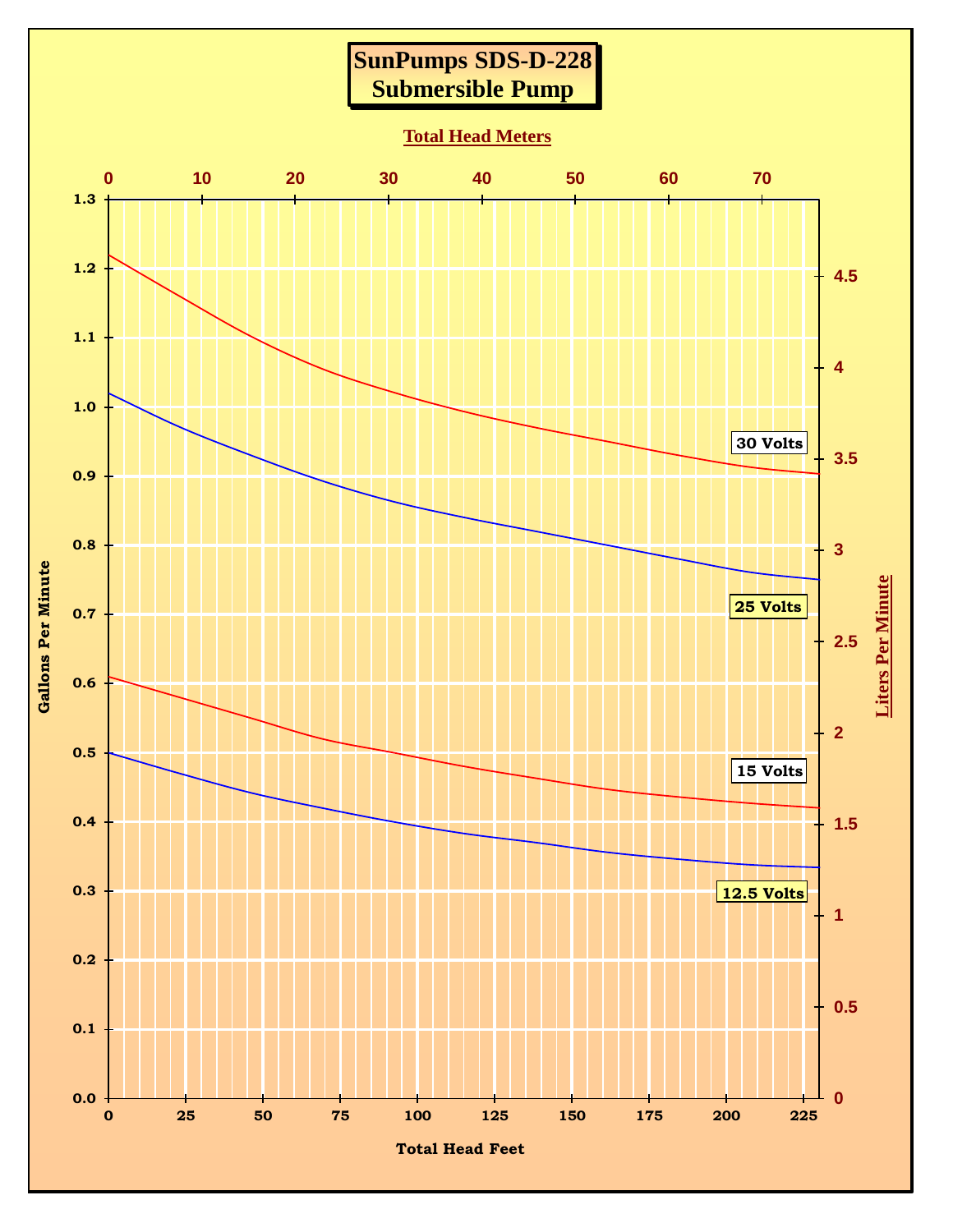# SunPumps SDS-D-228
## Submersible Pump

Total Head Meters

Gallons Per Minute

Liters Per Minute

Total Head Feet

30 Volts

25 Volts

15 Volts

12.5 Volts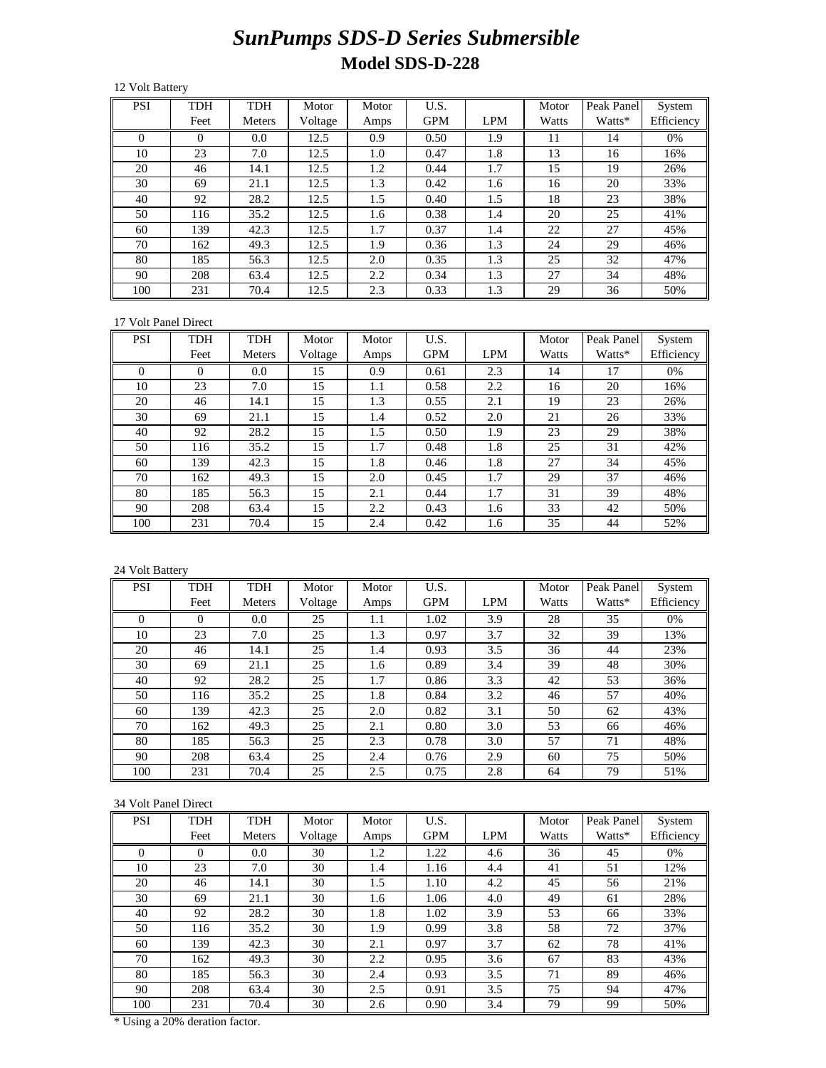# *SunPumps SDS-D Series Submersible*

## Model SDS-D-228

12 Volt Battery

| PSI | TDH Feet | TDH Meters | Motor Voltage | Motor Amps | U.S. GPM | LPM | Motor Watts | Peak Panel Watts* | System Efficiency |
|---|---|---|---|---|---|---|---|---|---|
| 0 | 0 | 0.0 | 12.5 | 0.9 | 0.50 | 1.9 | 11 | 14 | 0% |
| 10 | 23 | 7.0 | 12.5 | 1.0 | 0.47 | 1.8 | 13 | 16 | 16% |
| 20 | 46 | 14.1 | 12.5 | 1.2 | 0.44 | 1.7 | 15 | 19 | 26% |
| 30 | 69 | 21.1 | 12.5 | 1.3 | 0.42 | 1.6 | 16 | 20 | 33% |
| 40 | 92 | 28.2 | 12.5 | 1.5 | 0.40 | 1.5 | 18 | 23 | 38% |
| 50 | 116 | 35.2 | 12.5 | 1.6 | 0.38 | 1.4 | 20 | 25 | 41% |
| 60 | 139 | 42.3 | 12.5 | 1.7 | 0.37 | 1.4 | 22 | 27 | 45% |
| 70 | 162 | 49.3 | 12.5 | 1.9 | 0.36 | 1.3 | 24 | 29 | 46% |
| 80 | 185 | 56.3 | 12.5 | 2.0 | 0.35 | 1.3 | 25 | 32 | 47% |
| 90 | 208 | 63.4 | 12.5 | 2.2 | 0.34 | 1.3 | 27 | 34 | 48% |
| 100 | 231 | 70.4 | 12.5 | 2.3 | 0.33 | 1.3 | 29 | 36 | 50% |

17 Volt Panel Direct

| PSI | TDH Feet | TDH Meters | Motor Voltage | Motor Amps | U.S. GPM | LPM | Motor Watts | Peak Panel Watts* | System Efficiency |
|---|---|---|---|---|---|---|---|---|---|
| 0 | 0 | 0.0 | 15 | 0.9 | 0.61 | 2.3 | 14 | 17 | 0% |
| 10 | 23 | 7.0 | 15 | 1.1 | 0.58 | 2.2 | 16 | 20 | 16% |
| 20 | 46 | 14.1 | 15 | 1.3 | 0.55 | 2.1 | 19 | 23 | 26% |
| 30 | 69 | 21.1 | 15 | 1.4 | 0.52 | 2.0 | 21 | 26 | 33% |
| 40 | 92 | 28.2 | 15 | 1.5 | 0.50 | 1.9 | 23 | 29 | 38% |
| 50 | 116 | 35.2 | 15 | 1.7 | 0.48 | 1.8 | 25 | 31 | 42% |
| 60 | 139 | 42.3 | 15 | 1.8 | 0.46 | 1.8 | 27 | 34 | 45% |
| 70 | 162 | 49.3 | 15 | 2.0 | 0.45 | 1.7 | 29 | 37 | 46% |
| 80 | 185 | 56.3 | 15 | 2.1 | 0.44 | 1.7 | 31 | 39 | 48% |
| 90 | 208 | 63.4 | 15 | 2.2 | 0.43 | 1.6 | 33 | 42 | 50% |
| 100 | 231 | 70.4 | 15 | 2.4 | 0.42 | 1.6 | 35 | 44 | 52% |

24 Volt Battery

| PSI | TDH Feet | TDH Meters | Motor Voltage | Motor Amps | U.S. GPM | LPM | Motor Watts | Peak Panel Watts* | System Efficiency |
|---|---|---|---|---|---|---|---|---|---|
| 0 | 0 | 0.0 | 25 | 1.1 | 1.02 | 3.9 | 28 | 35 | 0% |
| 10 | 23 | 7.0 | 25 | 1.3 | 0.97 | 3.7 | 32 | 39 | 13% |
| 20 | 46 | 14.1 | 25 | 1.4 | 0.93 | 3.5 | 36 | 44 | 23% |
| 30 | 69 | 21.1 | 25 | 1.6 | 0.89 | 3.4 | 39 | 48 | 30% |
| 40 | 92 | 28.2 | 25 | 1.7 | 0.86 | 3.3 | 42 | 53 | 36% |
| 50 | 116 | 35.2 | 25 | 1.8 | 0.84 | 3.2 | 46 | 57 | 40% |
| 60 | 139 | 42.3 | 25 | 2.0 | 0.82 | 3.1 | 50 | 62 | 43% |
| 70 | 162 | 49.3 | 25 | 2.1 | 0.80 | 3.0 | 53 | 66 | 46% |
| 80 | 185 | 56.3 | 25 | 2.3 | 0.78 | 3.0 | 57 | 71 | 48% |
| 90 | 208 | 63.4 | 25 | 2.4 | 0.76 | 2.9 | 60 | 75 | 50% |
| 100 | 231 | 70.4 | 25 | 2.5 | 0.75 | 2.8 | 64 | 79 | 51% |

34 Volt Panel Direct

| PSI | TDH Feet | TDH Meters | Motor Voltage | Motor Amps | U.S. GPM | LPM | Motor Watts | Peak Panel Watts* | System Efficiency |
|---|---|---|---|---|---|---|---|---|---|
| 0 | 0 | 0.0 | 30 | 1.2 | 1.22 | 4.6 | 36 | 45 | 0% |
| 10 | 23 | 7.0 | 30 | 1.4 | 1.16 | 4.4 | 41 | 51 | 12% |
| 20 | 46 | 14.1 | 30 | 1.5 | 1.10 | 4.2 | 45 | 56 | 21% |
| 30 | 69 | 21.1 | 30 | 1.6 | 1.06 | 4.0 | 49 | 61 | 28% |
| 40 | 92 | 28.2 | 30 | 1.8 | 1.02 | 3.9 | 53 | 66 | 33% |
| 50 | 116 | 35.2 | 30 | 1.9 | 0.99 | 3.8 | 58 | 72 | 37% |
| 60 | 139 | 42.3 | 30 | 2.1 | 0.97 | 3.7 | 62 | 78 | 41% |
| 70 | 162 | 49.3 | 30 | 2.2 | 0.95 | 3.6 | 67 | 83 | 43% |
| 80 | 185 | 56.3 | 30 | 2.4 | 0.93 | 3.5 | 71 | 89 | 46% |
| 90 | 208 | 63.4 | 30 | 2.5 | 0.91 | 3.5 | 75 | 94 | 47% |
| 100 | 231 | 70.4 | 30 | 2.6 | 0.90 | 3.4 | 79 | 99 | 50% |

* Using a 20% deration factor.